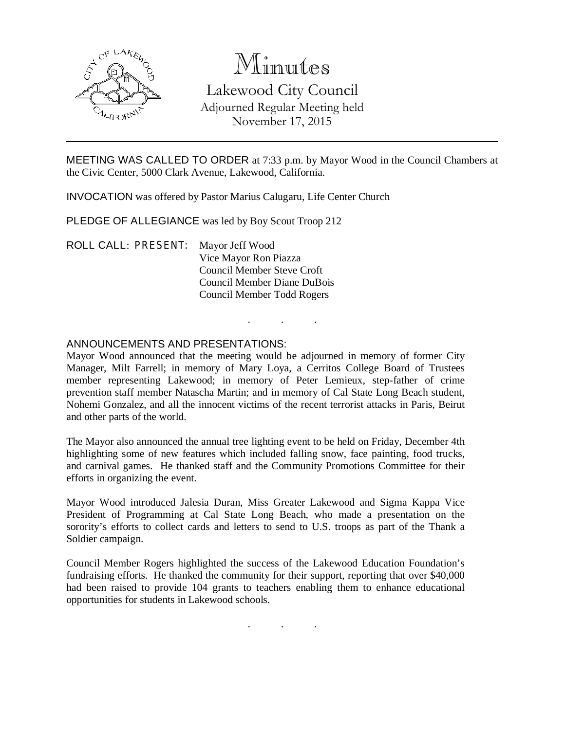# Minutes

## Lakewood City Council

Adjourned Regular Meeting held
November 17, 2015

---

MEETING WAS CALLED TO ORDER at 7:33 p.m. by Mayor Wood in the Council Chambers at the Civic Center, 5000 Clark Avenue, Lakewood, California.

INVOCATION was offered by Pastor Marius Calugaru, Life Center Church

PLEDGE OF ALLEGIANCE was led by Boy Scout Troop 212

ROLL CALL: PRESENT:
Mayor Jeff Wood
Vice Mayor Ron Piazza
Council Member Steve Croft
Council Member Diane DuBois
Council Member Todd Rogers

. . .

ANNOUNCEMENTS AND PRESENTATIONS:

Mayor Wood announced that the meeting would be adjourned in memory of former City Manager, Milt Farrell; in memory of Mary Loya, a Cerritos College Board of Trustees member representing Lakewood; in memory of Peter Lemieux, step-father of crime prevention staff member Natascha Martin; and in memory of Cal State Long Beach student, Nohemi Gonzalez, and all the innocent victims of the recent terrorist attacks in Paris, Beirut and other parts of the world.

The Mayor also announced the annual tree lighting event to be held on Friday, December 4th highlighting some of new features which included falling snow, face painting, food trucks, and carnival games. He thanked staff and the Community Promotions Committee for their efforts in organizing the event.

Mayor Wood introduced Jalesia Duran, Miss Greater Lakewood and Sigma Kappa Vice President of Programming at Cal State Long Beach, who made a presentation on the sorority's efforts to collect cards and letters to send to U.S. troops as part of the Thank a Soldier campaign.

Council Member Rogers highlighted the success of the Lakewood Education Foundation's fundraising efforts. He thanked the community for their support, reporting that over $40,000 had been raised to provide 104 grants to teachers enabling them to enhance educational opportunities for students in Lakewood schools.

. . .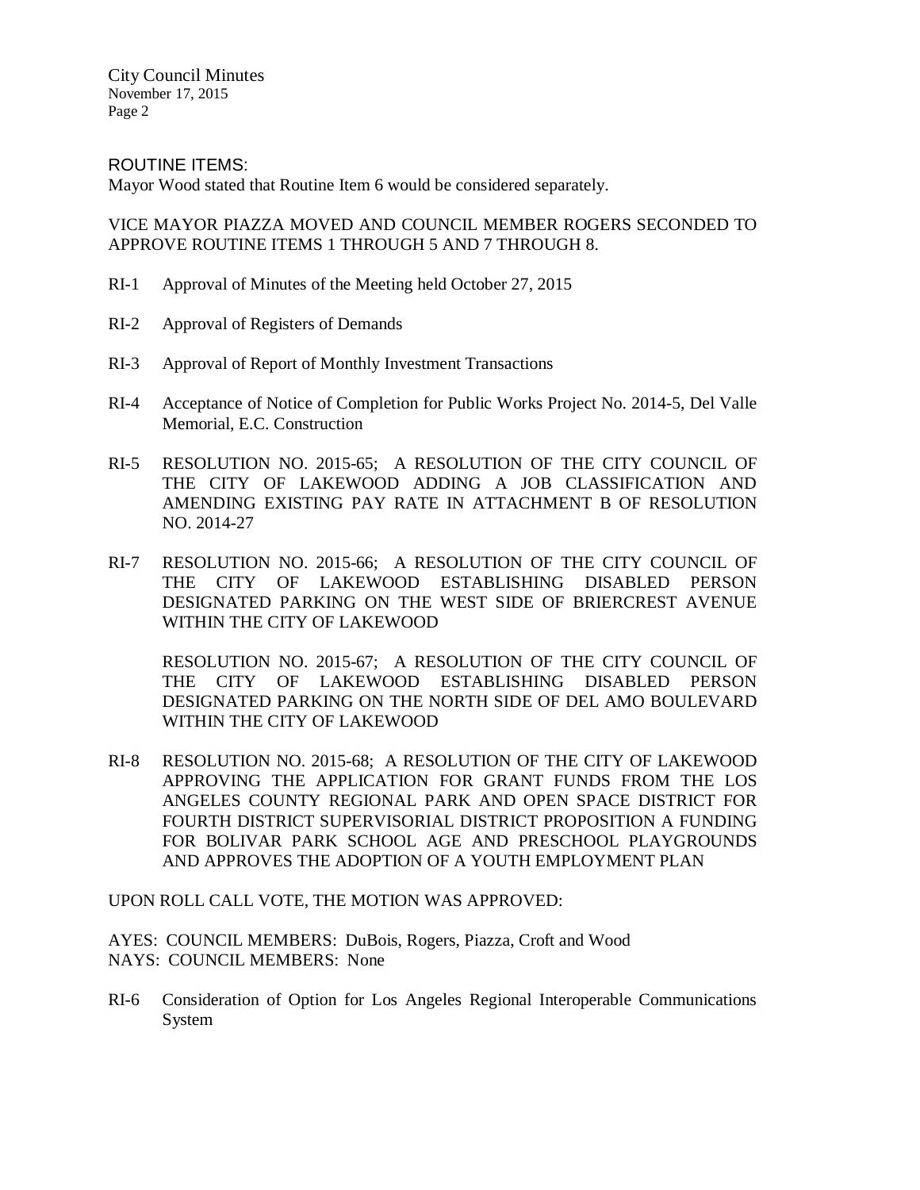ROUTINE ITEMS:

Mayor Wood stated that Routine Item 6 would be considered separately.

VICE MAYOR PIAZZA MOVED AND COUNCIL MEMBER ROGERS SECONDED TO APPROVE ROUTINE ITEMS 1 THROUGH 5 AND 7 THROUGH 8.

RI-1 Approval of Minutes of the Meeting held October 27, 2015

RI-2 Approval of Registers of Demands

RI-3 Approval of Report of Monthly Investment Transactions

RI-4 Acceptance of Notice of Completion for Public Works Project No. 2014-5, Del Valle Memorial, E.C. Construction

RI-5 RESOLUTION NO. 2015-65; A RESOLUTION OF THE CITY COUNCIL OF THE CITY OF LAKEWOOD ADDING A JOB CLASSIFICATION AND AMENDING EXISTING PAY RATE IN ATTACHMENT B OF RESOLUTION NO. 2014-27

RI-7 RESOLUTION NO. 2015-66; A RESOLUTION OF THE CITY COUNCIL OF THE CITY OF LAKEWOOD ESTABLISHING DISABLED PERSON DESIGNATED PARKING ON THE WEST SIDE OF BRIERCREST AVENUE WITHIN THE CITY OF LAKEWOOD

RESOLUTION NO. 2015-67; A RESOLUTION OF THE CITY COUNCIL OF THE CITY OF LAKEWOOD ESTABLISHING DISABLED PERSON DESIGNATED PARKING ON THE NORTH SIDE OF DEL AMO BOULEVARD WITHIN THE CITY OF LAKEWOOD

RI-8 RESOLUTION NO. 2015-68; A RESOLUTION OF THE CITY OF LAKEWOOD APPROVING THE APPLICATION FOR GRANT FUNDS FROM THE LOS ANGELES COUNTY REGIONAL PARK AND OPEN SPACE DISTRICT FOR FOURTH DISTRICT SUPERVISORIAL DISTRICT PROPOSITION A FUNDING FOR BOLIVAR PARK SCHOOL AGE AND PRESCHOOL PLAYGROUNDS AND APPROVES THE ADOPTION OF A YOUTH EMPLOYMENT PLAN

UPON ROLL CALL VOTE, THE MOTION WAS APPROVED:

AYES: COUNCIL MEMBERS: DuBois, Rogers, Piazza, Croft and Wood
NAYS: COUNCIL MEMBERS: None

RI-6 Consideration of Option for Los Angeles Regional Interoperable Communications System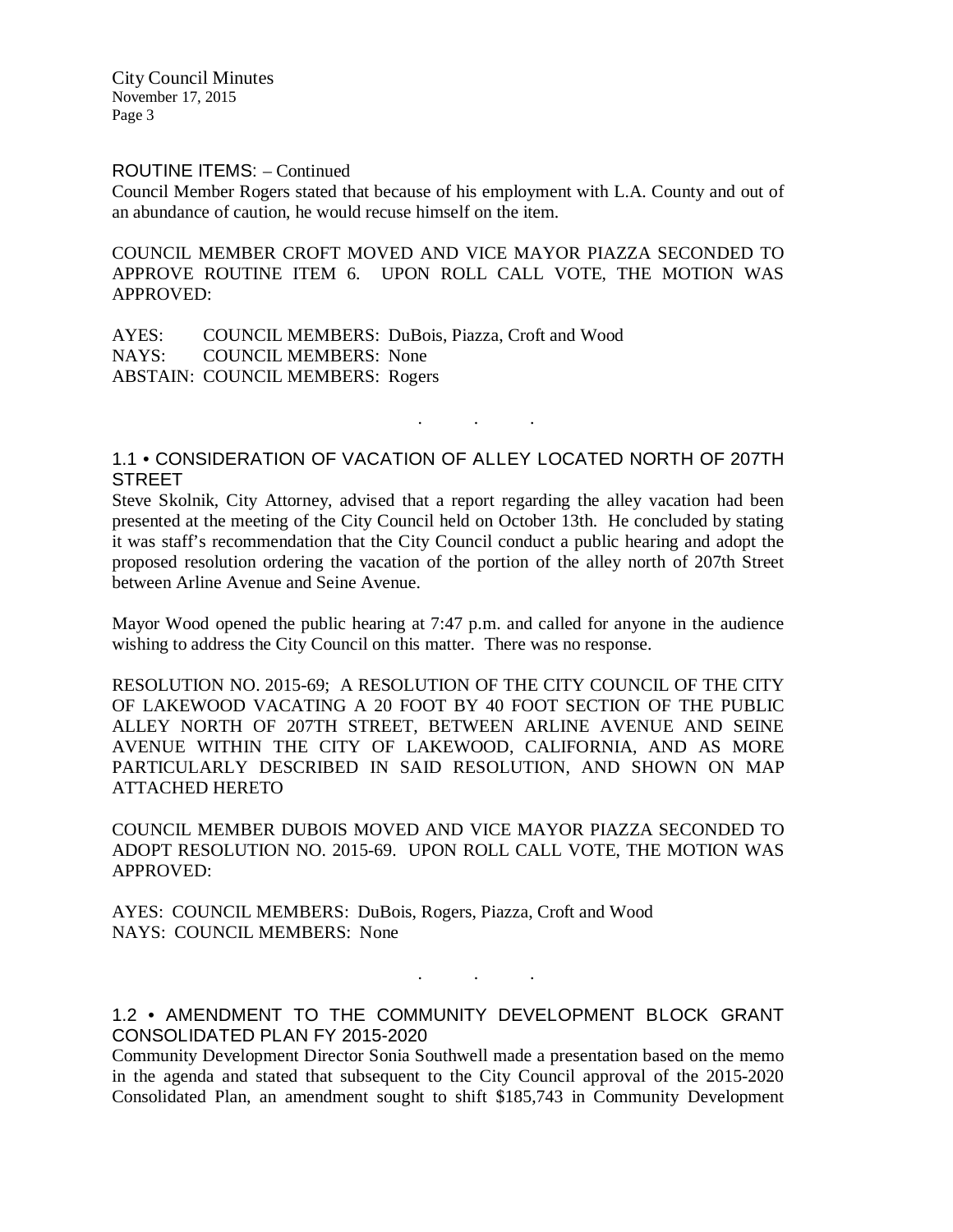ROUTINE ITEMS: – Continued

Council Member Rogers stated that because of his employment with L.A. County and out of an abundance of caution, he would recuse himself on the item.

COUNCIL MEMBER CROFT MOVED AND VICE MAYOR PIAZZA SECONDED TO APPROVE ROUTINE ITEM 6. UPON ROLL CALL VOTE, THE MOTION WAS APPROVED:

AYES: COUNCIL MEMBERS: DuBois, Piazza, Croft and Wood
NAYS: COUNCIL MEMBERS: None
ABSTAIN: COUNCIL MEMBERS: Rogers

. . .

## 1.1 • CONSIDERATION OF VACATION OF ALLEY LOCATED NORTH OF 207TH STREET

Steve Skolnik, City Attorney, advised that a report regarding the alley vacation had been presented at the meeting of the City Council held on October 13th. He concluded by stating it was staff's recommendation that the City Council conduct a public hearing and adopt the proposed resolution ordering the vacation of the portion of the alley north of 207th Street between Arline Avenue and Seine Avenue.

Mayor Wood opened the public hearing at 7:47 p.m. and called for anyone in the audience wishing to address the City Council on this matter. There was no response.

RESOLUTION NO. 2015-69; A RESOLUTION OF THE CITY COUNCIL OF THE CITY OF LAKEWOOD VACATING A 20 FOOT BY 40 FOOT SECTION OF THE PUBLIC ALLEY NORTH OF 207TH STREET, BETWEEN ARLINE AVENUE AND SEINE AVENUE WITHIN THE CITY OF LAKEWOOD, CALIFORNIA, AND AS MORE PARTICULARLY DESCRIBED IN SAID RESOLUTION, AND SHOWN ON MAP ATTACHED HERETO

COUNCIL MEMBER DUBOIS MOVED AND VICE MAYOR PIAZZA SECONDED TO ADOPT RESOLUTION NO. 2015-69. UPON ROLL CALL VOTE, THE MOTION WAS APPROVED:

AYES: COUNCIL MEMBERS: DuBois, Rogers, Piazza, Croft and Wood
NAYS: COUNCIL MEMBERS: None

. . .

## 1.2 • AMENDMENT TO THE COMMUNITY DEVELOPMENT BLOCK GRANT CONSOLIDATED PLAN FY 2015-2020

Community Development Director Sonia Southwell made a presentation based on the memo in the agenda and stated that subsequent to the City Council approval of the 2015-2020 Consolidated Plan, an amendment sought to shift $185,743 in Community Development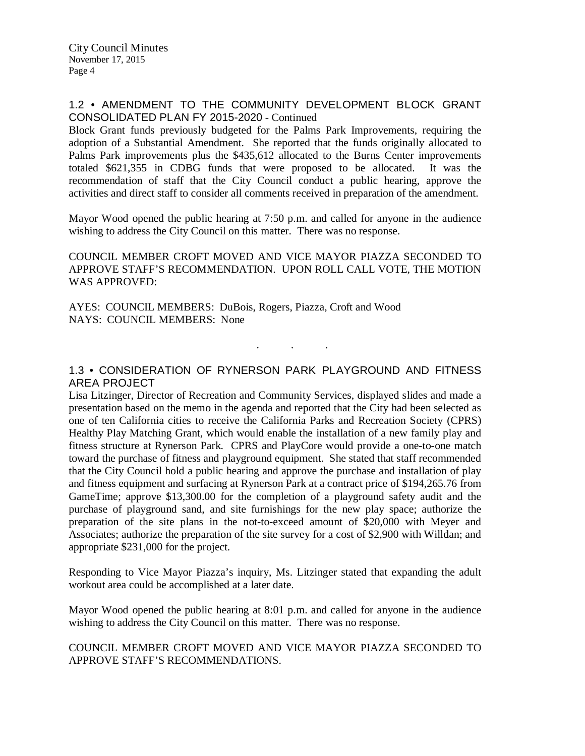## 1.2 • AMENDMENT TO THE COMMUNITY DEVELOPMENT BLOCK GRANT CONSOLIDATED PLAN FY 2015-2020 - Continued

Block Grant funds previously budgeted for the Palms Park Improvements, requiring the adoption of a Substantial Amendment. She reported that the funds originally allocated to Palms Park improvements plus the $435,612 allocated to the Burns Center improvements totaled $621,355 in CDBG funds that were proposed to be allocated. It was the recommendation of staff that the City Council conduct a public hearing, approve the activities and direct staff to consider all comments received in preparation of the amendment.

Mayor Wood opened the public hearing at 7:50 p.m. and called for anyone in the audience wishing to address the City Council on this matter. There was no response.

COUNCIL MEMBER CROFT MOVED AND VICE MAYOR PIAZZA SECONDED TO APPROVE STAFF'S RECOMMENDATION. UPON ROLL CALL VOTE, THE MOTION WAS APPROVED:

AYES: COUNCIL MEMBERS: DuBois, Rogers, Piazza, Croft and Wood
NAYS: COUNCIL MEMBERS: None

. . .

## 1.3 • CONSIDERATION OF RYNERSON PARK PLAYGROUND AND FITNESS AREA PROJECT

Lisa Litzinger, Director of Recreation and Community Services, displayed slides and made a presentation based on the memo in the agenda and reported that the City had been selected as one of ten California cities to receive the California Parks and Recreation Society (CPRS) Healthy Play Matching Grant, which would enable the installation of a new family play and fitness structure at Rynerson Park. CPRS and PlayCore would provide a one-to-one match toward the purchase of fitness and playground equipment. She stated that staff recommended that the City Council hold a public hearing and approve the purchase and installation of play and fitness equipment and surfacing at Rynerson Park at a contract price of $194,265.76 from GameTime; approve $13,300.00 for the completion of a playground safety audit and the purchase of playground sand, and site furnishings for the new play space; authorize the preparation of the site plans in the not-to-exceed amount of $20,000 with Meyer and Associates; authorize the preparation of the site survey for a cost of $2,900 with Willdan; and appropriate $231,000 for the project.

Responding to Vice Mayor Piazza's inquiry, Ms. Litzinger stated that expanding the adult workout area could be accomplished at a later date.

Mayor Wood opened the public hearing at 8:01 p.m. and called for anyone in the audience wishing to address the City Council on this matter. There was no response.

COUNCIL MEMBER CROFT MOVED AND VICE MAYOR PIAZZA SECONDED TO APPROVE STAFF'S RECOMMENDATIONS.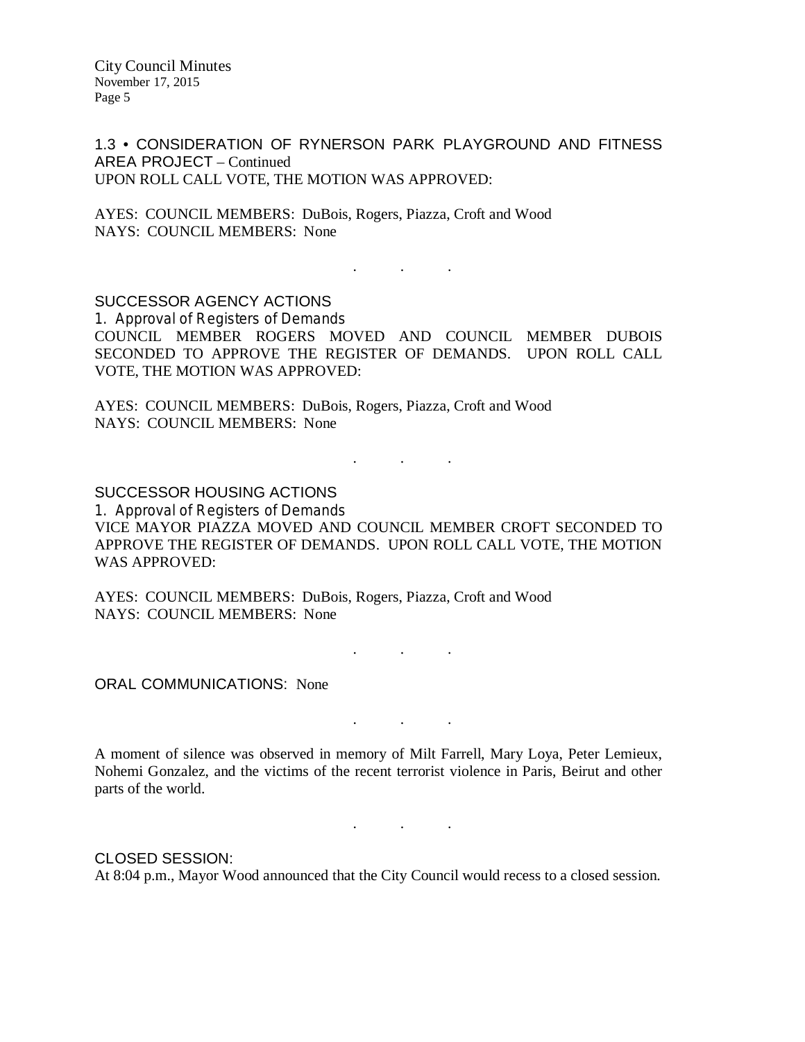1.3 • CONSIDERATION OF RYNERSON PARK PLAYGROUND AND FITNESS AREA PROJECT – Continued

UPON ROLL CALL VOTE, THE MOTION WAS APPROVED:

AYES: COUNCIL MEMBERS: DuBois, Rogers, Piazza, Croft and Wood
NAYS: COUNCIL MEMBERS: None

. . .

SUCCESSOR AGENCY ACTIONS

1. Approval of Registers of Demands

COUNCIL MEMBER ROGERS MOVED AND COUNCIL MEMBER DUBOIS SECONDED TO APPROVE THE REGISTER OF DEMANDS. UPON ROLL CALL VOTE, THE MOTION WAS APPROVED:

AYES: COUNCIL MEMBERS: DuBois, Rogers, Piazza, Croft and Wood
NAYS: COUNCIL MEMBERS: None

. . .

SUCCESSOR HOUSING ACTIONS

1. Approval of Registers of Demands

VICE MAYOR PIAZZA MOVED AND COUNCIL MEMBER CROFT SECONDED TO APPROVE THE REGISTER OF DEMANDS. UPON ROLL CALL VOTE, THE MOTION WAS APPROVED:

AYES: COUNCIL MEMBERS: DuBois, Rogers, Piazza, Croft and Wood
NAYS: COUNCIL MEMBERS: None

. . .

ORAL COMMUNICATIONS: None

. . .

A moment of silence was observed in memory of Milt Farrell, Mary Loya, Peter Lemieux, Nohemi Gonzalez, and the victims of the recent terrorist violence in Paris, Beirut and other parts of the world.

. . .

CLOSED SESSION:

At 8:04 p.m., Mayor Wood announced that the City Council would recess to a closed session.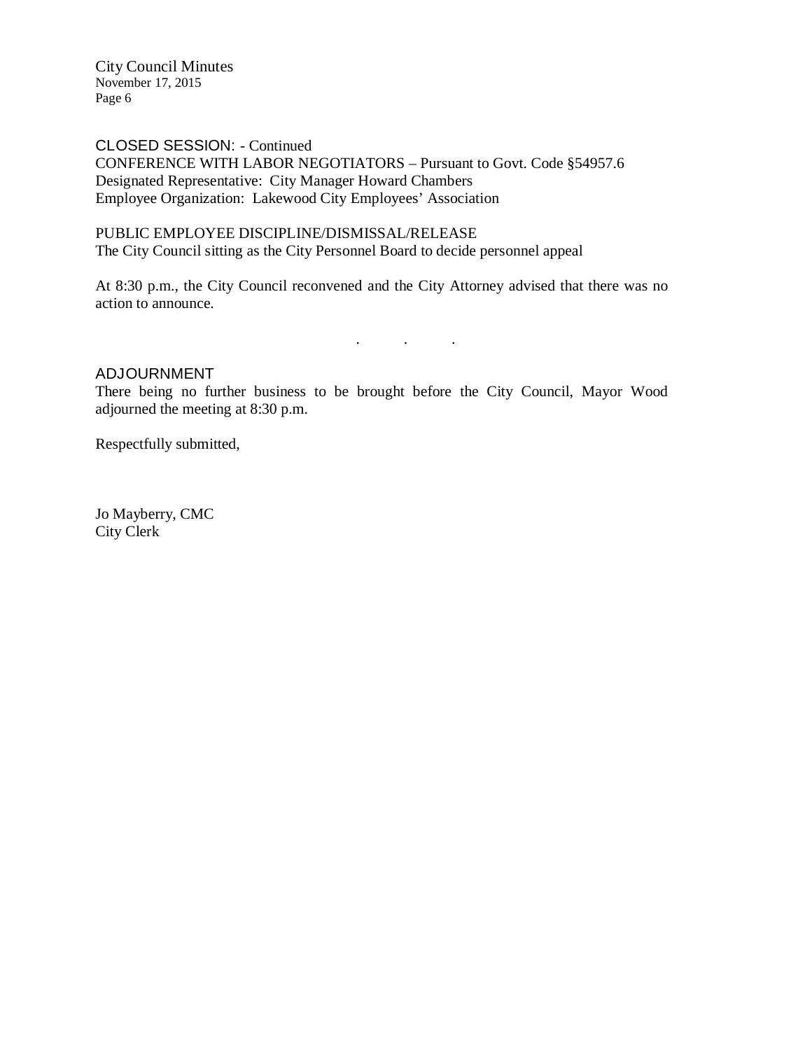CLOSED SESSION: - Continued

CONFERENCE WITH LABOR NEGOTIATORS – Pursuant to Govt. Code §54957.6
Designated Representative: City Manager Howard Chambers
Employee Organization: Lakewood City Employees' Association

PUBLIC EMPLOYEE DISCIPLINE/DISMISSAL/RELEASE
The City Council sitting as the City Personnel Board to decide personnel appeal

At 8:30 p.m., the City Council reconvened and the City Attorney advised that there was no action to announce.

. . .

ADJOURNMENT

There being no further business to be brought before the City Council, Mayor Wood adjourned the meeting at 8:30 p.m.

Respectfully submitted,

Jo Mayberry, CMC
City Clerk